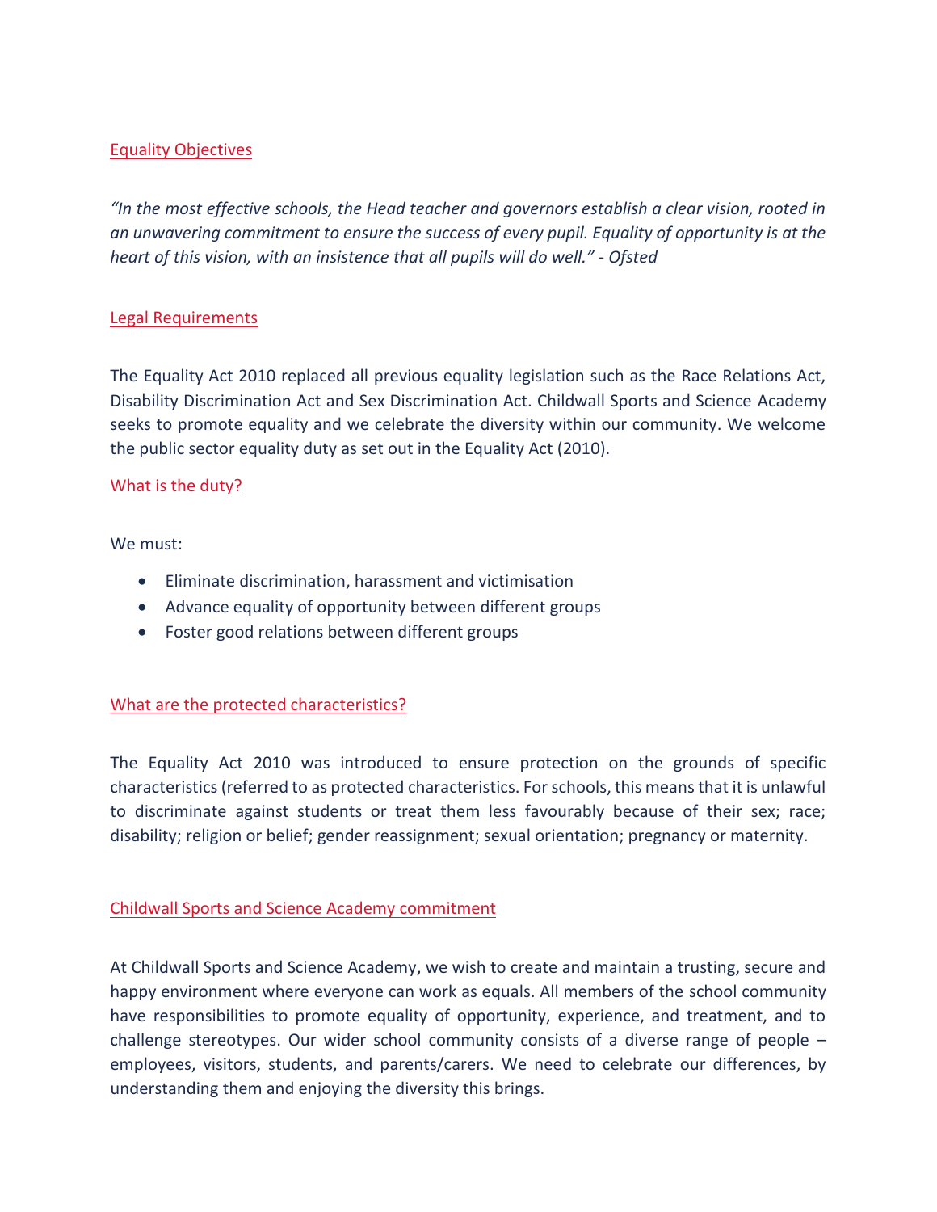## Equality Objectives

*"In the most effective schools, the Head teacher and governors establish a clear vision, rooted in an unwavering commitment to ensure the success of every pupil. Equality of opportunity is at the heart of this vision, with an insistence that all pupils will do well." - Ofsted*

## Legal Requirements

The Equality Act 2010 replaced all previous equality legislation such as the Race Relations Act, Disability Discrimination Act and Sex Discrimination Act. Childwall Sports and Science Academy seeks to promote equality and we celebrate the diversity within our community. We welcome the public sector equality duty as set out in the Equality Act (2010).

## What is the duty?

We must:

- Eliminate discrimination, harassment and victimisation
- Advance equality of opportunity between different groups
- Foster good relations between different groups

## What are the protected characteristics?

The Equality Act 2010 was introduced to ensure protection on the grounds of specific characteristics (referred to as protected characteristics. For schools, this means that it is unlawful to discriminate against students or treat them less favourably because of their sex; race; disability; religion or belief; gender reassignment; sexual orientation; pregnancy or maternity.

## Childwall Sports and Science Academy commitment

At Childwall Sports and Science Academy, we wish to create and maintain a trusting, secure and happy environment where everyone can work as equals. All members of the school community have responsibilities to promote equality of opportunity, experience, and treatment, and to challenge stereotypes. Our wider school community consists of a diverse range of people – employees, visitors, students, and parents/carers. We need to celebrate our differences, by understanding them and enjoying the diversity this brings.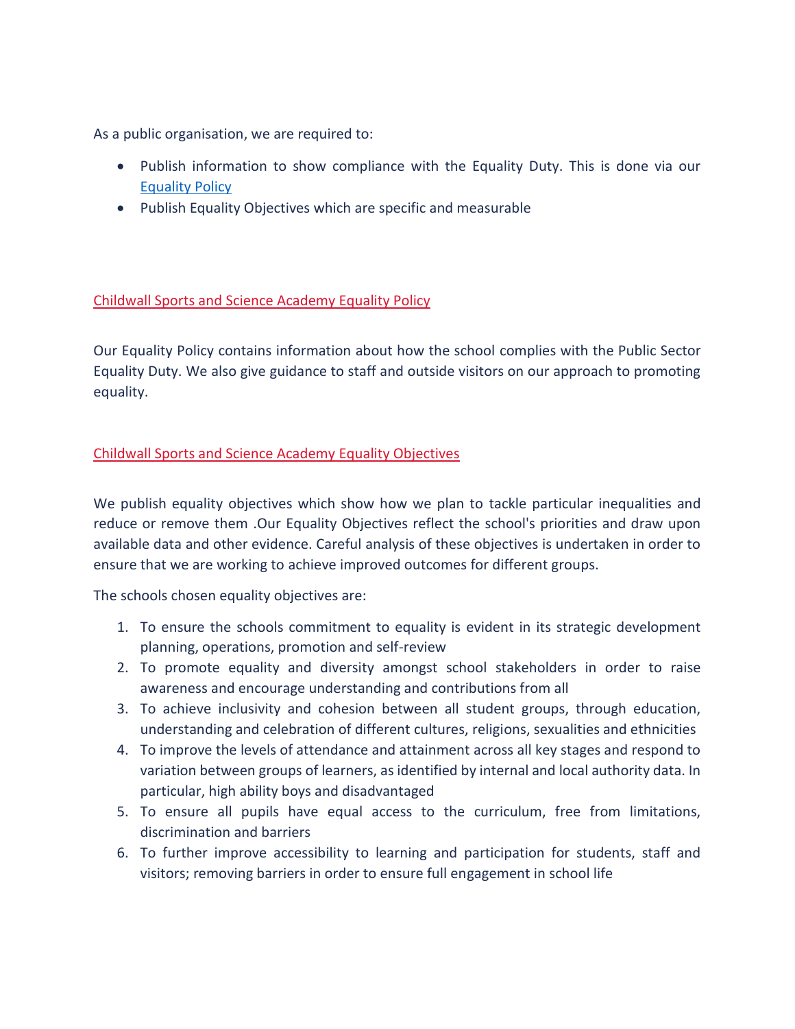As a public organisation, we are required to:

- Publish information to show compliance with the Equality Duty. This is done via our Equality Policy
- Publish Equality Objectives which are specific and measurable

## Childwall Sports and Science Academy Equality Policy

Our Equality Policy contains information about how the school complies with the Public Sector Equality Duty. We also give guidance to staff and outside visitors on our approach to promoting equality.

## Childwall Sports and Science Academy Equality Objectives

We publish equality objectives which show how we plan to tackle particular inequalities and reduce or remove them .Our Equality Objectives reflect the school's priorities and draw upon available data and other evidence. Careful analysis of these objectives is undertaken in order to ensure that we are working to achieve improved outcomes for different groups.

The schools chosen equality objectives are:

1. To ensure the schools commitment to equality is evident in its strategic development planning, operations, promotion and self-review
2. To promote equality and diversity amongst school stakeholders in order to raise awareness and encourage understanding and contributions from all
3. To achieve inclusivity and cohesion between all student groups, through education, understanding and celebration of different cultures, religions, sexualities and ethnicities
4. To improve the levels of attendance and attainment across all key stages and respond to variation between groups of learners, as identified by internal and local authority data. In particular, high ability boys and disadvantaged
5. To ensure all pupils have equal access to the curriculum, free from limitations, discrimination and barriers
6. To further improve accessibility to learning and participation for students, staff and visitors; removing barriers in order to ensure full engagement in school life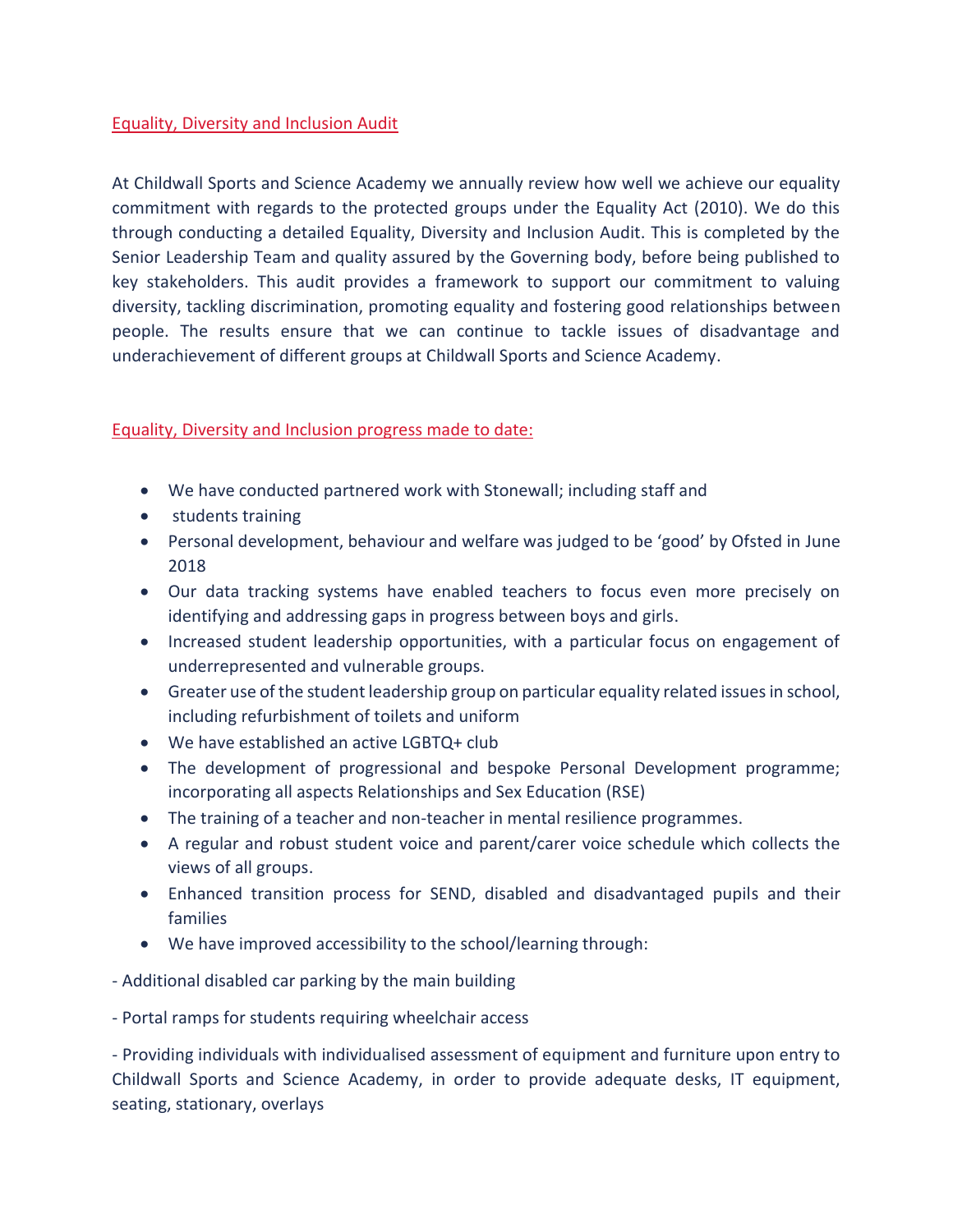## Equality, Diversity and Inclusion Audit

At Childwall Sports and Science Academy we annually review how well we achieve our equality commitment with regards to the protected groups under the Equality Act (2010). We do this through conducting a detailed Equality, Diversity and Inclusion Audit. This is completed by the Senior Leadership Team and quality assured by the Governing body, before being published to key stakeholders. This audit provides a framework to support our commitment to valuing diversity, tackling discrimination, promoting equality and fostering good relationships between people. The results ensure that we can continue to tackle issues of disadvantage and underachievement of different groups at Childwall Sports and Science Academy.

## Equality, Diversity and Inclusion progress made to date:

- We have conducted partnered work with Stonewall; including staff and
- students training
- Personal development, behaviour and welfare was judged to be 'good' by Ofsted in June 2018
- Our data tracking systems have enabled teachers to focus even more precisely on identifying and addressing gaps in progress between boys and girls.
- Increased student leadership opportunities, with a particular focus on engagement of underrepresented and vulnerable groups.
- Greater use of the student leadership group on particular equality related issues in school, including refurbishment of toilets and uniform
- We have established an active LGBTQ+ club
- The development of progressional and bespoke Personal Development programme; incorporating all aspects Relationships and Sex Education (RSE)
- The training of a teacher and non-teacher in mental resilience programmes.
- A regular and robust student voice and parent/carer voice schedule which collects the views of all groups.
- Enhanced transition process for SEND, disabled and disadvantaged pupils and their families
- We have improved accessibility to the school/learning through:

- Additional disabled car parking by the main building

- Portal ramps for students requiring wheelchair access

- Providing individuals with individualised assessment of equipment and furniture upon entry to Childwall Sports and Science Academy, in order to provide adequate desks, IT equipment, seating, stationary, overlays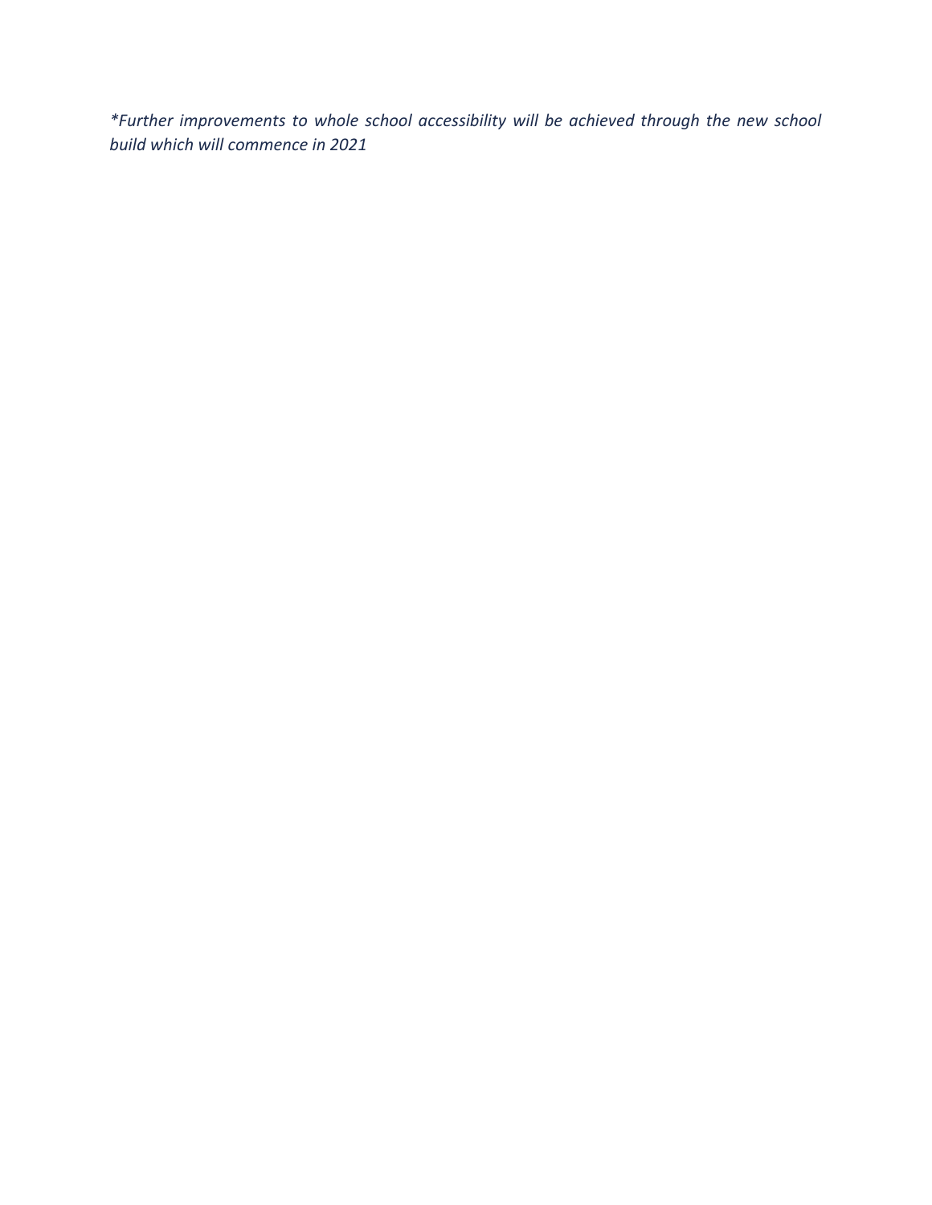*\*Further improvements to whole school accessibility will be achieved through the new school build which will commence in 2021*

**Further improvements to whole school accessibility will be achieved through the new school build which will commence in 2021*